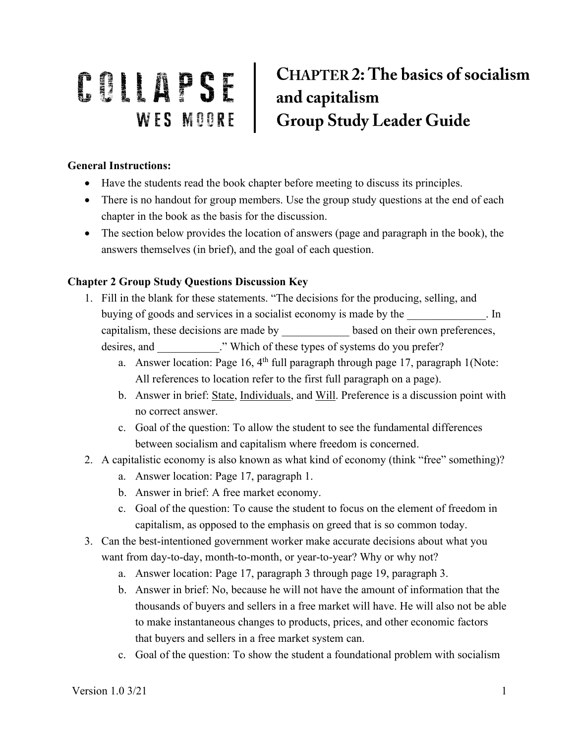# COLLAPSE
## WES MOORE

# CHAPTER 2: The basics of socialism and capitalism
# Group Study Leader Guide

**General Instructions:**

- Have the students read the book chapter before meeting to discuss its principles.
- There is no handout for group members. Use the group study questions at the end of each chapter in the book as the basis for the discussion.
- The section below provides the location of answers (page and paragraph in the book), the answers themselves (in brief), and the goal of each question.

**Chapter 2 Group Study Questions Discussion Key**

1. Fill in the blank for these statements. "The decisions for the producing, selling, and buying of goods and services in a socialist economy is made by the ______________. In capitalism, these decisions are made by ____________ based on their own preferences, desires, and ___________." Which of these types of systems do you prefer?
   a. Answer location: Page 16, 4th full paragraph through page 17, paragraph 1(Note: All references to location refer to the first full paragraph on a page).
   b. Answer in brief: <u>State</u>, <u>Individuals</u>, and <u>Will</u>. Preference is a discussion point with no correct answer.
   c. Goal of the question: To allow the student to see the fundamental differences between socialism and capitalism where freedom is concerned.
2. A capitalistic economy is also known as what kind of economy (think "free" something)?
   a. Answer location: Page 17, paragraph 1.
   b. Answer in brief: A free market economy.
   c. Goal of the question: To cause the student to focus on the element of freedom in capitalism, as opposed to the emphasis on greed that is so common today.
3. Can the best-intentioned government worker make accurate decisions about what you want from day-to-day, month-to-month, or year-to-year? Why or why not?
   a. Answer location: Page 17, paragraph 3 through page 19, paragraph 3.
   b. Answer in brief: No, because he will not have the amount of information that the thousands of buyers and sellers in a free market will have. He will also not be able to make instantaneous changes to products, prices, and other economic factors that buyers and sellers in a free market system can.
   c. Goal of the question: To show the student a foundational problem with socialism

Version 1.0 3/21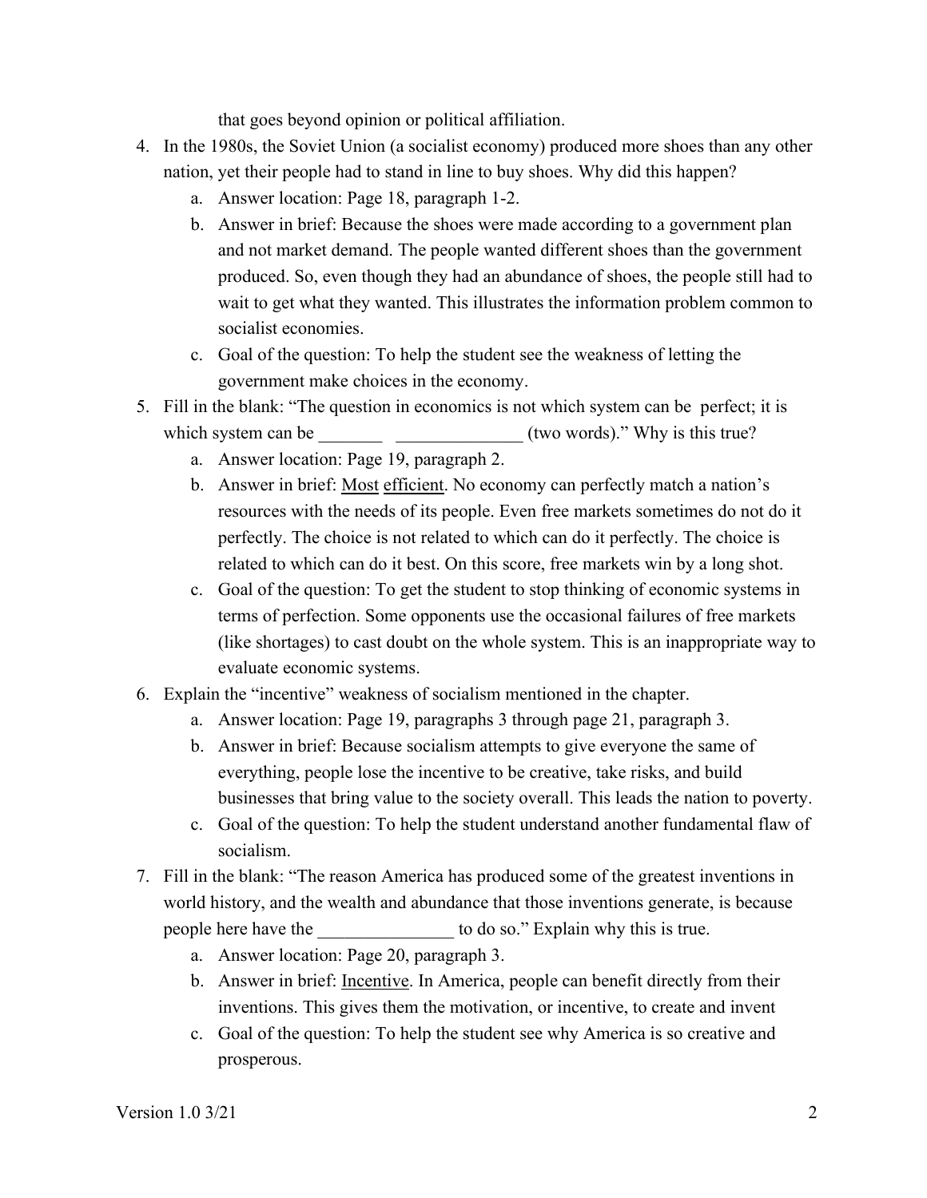that goes beyond opinion or political affiliation.

4. In the 1980s, the Soviet Union (a socialist economy) produced more shoes than any other nation, yet their people had to stand in line to buy shoes. Why did this happen?
    a. Answer location: Page 18, paragraph 1-2.
    b. Answer in brief: Because the shoes were made according to a government plan and not market demand. The people wanted different shoes than the government produced. So, even though they had an abundance of shoes, the people still had to wait to get what they wanted. This illustrates the information problem common to socialist economies.
    c. Goal of the question: To help the student see the weakness of letting the government make choices in the economy.
5. Fill in the blank: "The question in economics is not which system can be perfect; it is which system can be _______ ______________ (two words)." Why is this true?
    a. Answer location: Page 19, paragraph 2.
    b. Answer in brief: <u>Most</u> <u>efficient</u>. No economy can perfectly match a nation's resources with the needs of its people. Even free markets sometimes do not do it perfectly. The choice is not related to which can do it perfectly. The choice is related to which can do it best. On this score, free markets win by a long shot.
    c. Goal of the question: To get the student to stop thinking of economic systems in terms of perfection. Some opponents use the occasional failures of free markets (like shortages) to cast doubt on the whole system. This is an inappropriate way to evaluate economic systems.
6. Explain the "incentive" weakness of socialism mentioned in the chapter.
    a. Answer location: Page 19, paragraphs 3 through page 21, paragraph 3.
    b. Answer in brief: Because socialism attempts to give everyone the same of everything, people lose the incentive to be creative, take risks, and build businesses that bring value to the society overall. This leads the nation to poverty.
    c. Goal of the question: To help the student understand another fundamental flaw of socialism.
7. Fill in the blank: "The reason America has produced some of the greatest inventions in world history, and the wealth and abundance that those inventions generate, is because people here have the _______________ to do so." Explain why this is true.
    a. Answer location: Page 20, paragraph 3.
    b. Answer in brief: <u>Incentive</u>. In America, people can benefit directly from their inventions. This gives them the motivation, or incentive, to create and invent
    c. Goal of the question: To help the student see why America is so creative and prosperous.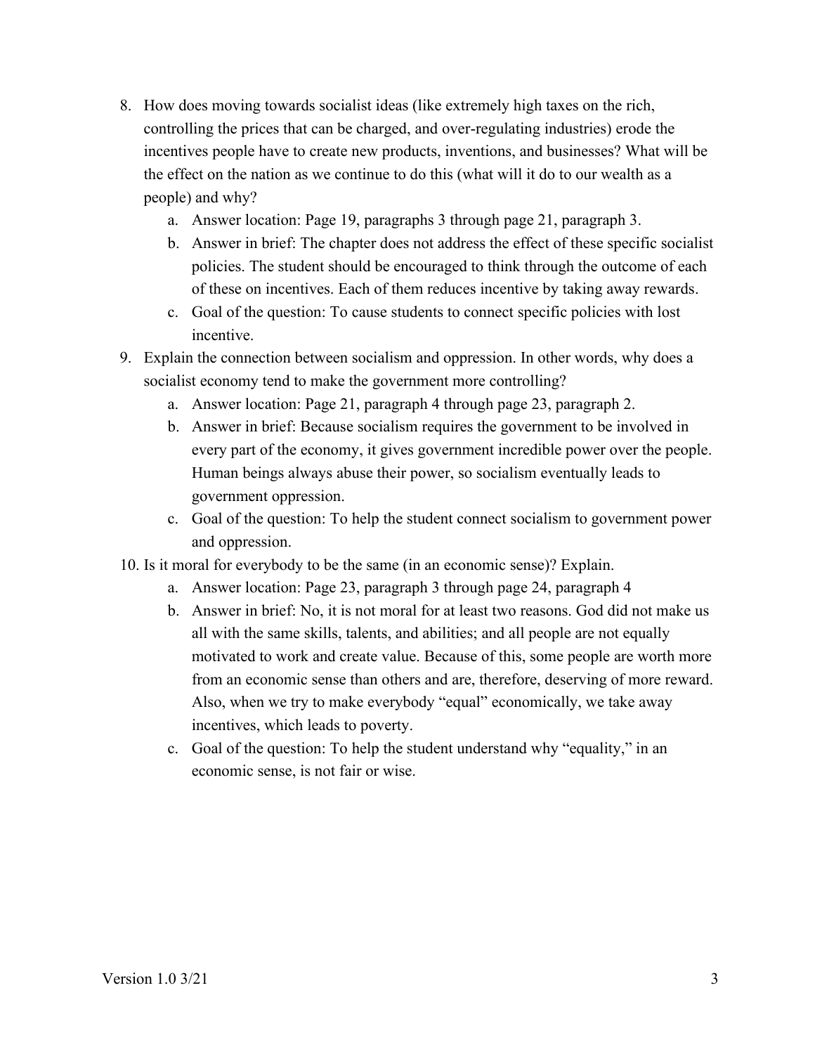8. How does moving towards socialist ideas (like extremely high taxes on the rich, controlling the prices that can be charged, and over-regulating industries) erode the incentives people have to create new products, inventions, and businesses? What will be the effect on the nation as we continue to do this (what will it do to our wealth as a people) and why?
   a. Answer location: Page 19, paragraphs 3 through page 21, paragraph 3.
   b. Answer in brief: The chapter does not address the effect of these specific socialist policies. The student should be encouraged to think through the outcome of each of these on incentives. Each of them reduces incentive by taking away rewards.
   c. Goal of the question: To cause students to connect specific policies with lost incentive.
9. Explain the connection between socialism and oppression. In other words, why does a socialist economy tend to make the government more controlling?
   a. Answer location: Page 21, paragraph 4 through page 23, paragraph 2.
   b. Answer in brief: Because socialism requires the government to be involved in every part of the economy, it gives government incredible power over the people. Human beings always abuse their power, so socialism eventually leads to government oppression.
   c. Goal of the question: To help the student connect socialism to government power and oppression.
10. Is it moral for everybody to be the same (in an economic sense)? Explain.
    a. Answer location: Page 23, paragraph 3 through page 24, paragraph 4
    b. Answer in brief: No, it is not moral for at least two reasons. God did not make us all with the same skills, talents, and abilities; and all people are not equally motivated to work and create value. Because of this, some people are worth more from an economic sense than others and are, therefore, deserving of more reward. Also, when we try to make everybody "equal" economically, we take away incentives, which leads to poverty.
    c. Goal of the question: To help the student understand why "equality," in an economic sense, is not fair or wise.